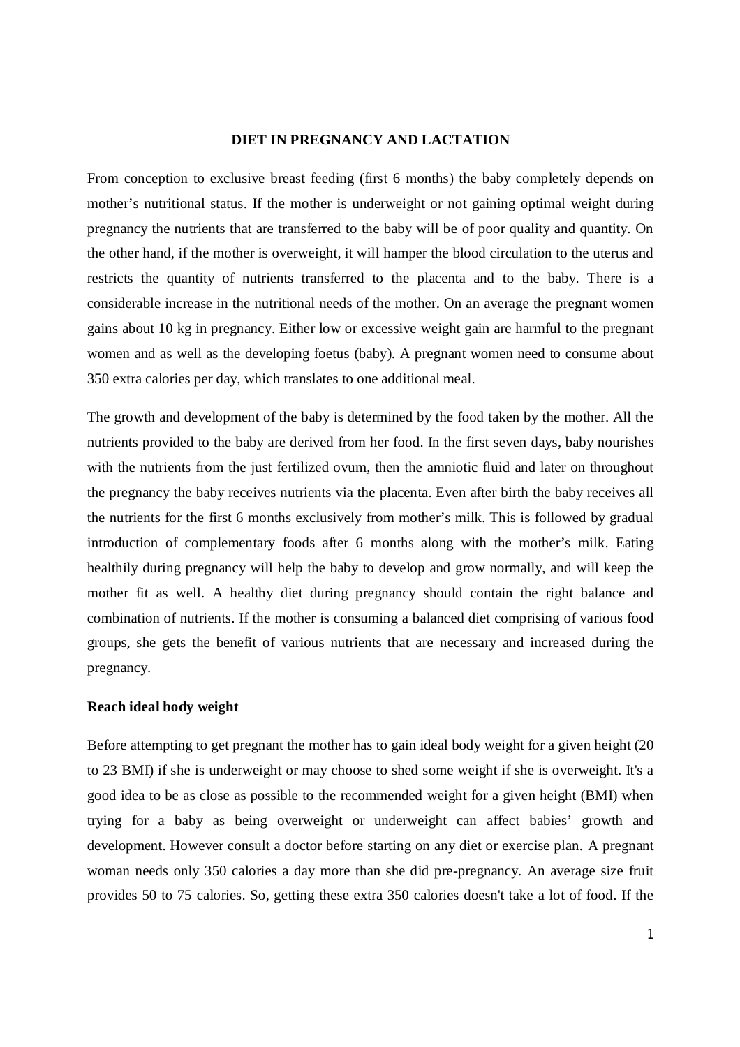# DIET IN PREGNANCY AND LACTATION

From conception to exclusive breast feeding (first 6 months) the baby completely depends on mother's nutritional status. If the mother is underweight or not gaining optimal weight during pregnancy the nutrients that are transferred to the baby will be of poor quality and quantity. On the other hand, if the mother is overweight, it will hamper the blood circulation to the uterus and restricts the quantity of nutrients transferred to the placenta and to the baby. There is a considerable increase in the nutritional needs of the mother. On an average the pregnant women gains about 10 kg in pregnancy. Either low or excessive weight gain are harmful to the pregnant women and as well as the developing foetus (baby). A pregnant women need to consume about 350 extra calories per day, which translates to one additional meal.

The growth and development of the baby is determined by the food taken by the mother. All the nutrients provided to the baby are derived from her food. In the first seven days, baby nourishes with the nutrients from the just fertilized ovum, then the amniotic fluid and later on throughout the pregnancy the baby receives nutrients via the placenta. Even after birth the baby receives all the nutrients for the first 6 months exclusively from mother's milk. This is followed by gradual introduction of complementary foods after 6 months along with the mother's milk. Eating healthily during pregnancy will help the baby to develop and grow normally, and will keep the mother fit as well. A healthy diet during pregnancy should contain the right balance and combination of nutrients. If the mother is consuming a balanced diet comprising of various food groups, she gets the benefit of various nutrients that are necessary and increased during the pregnancy.

**Reach ideal body weight**

Before attempting to get pregnant the mother has to gain ideal body weight for a given height (20 to 23 BMI) if she is underweight or may choose to shed some weight if she is overweight. It's a good idea to be as close as possible to the recommended weight for a given height (BMI) when trying for a baby as being overweight or underweight can affect babies' growth and development. However consult a doctor before starting on any diet or exercise plan. A pregnant woman needs only 350 calories a day more than she did pre-pregnancy. An average size fruit provides 50 to 75 calories. So, getting these extra 350 calories doesn't take a lot of food. If the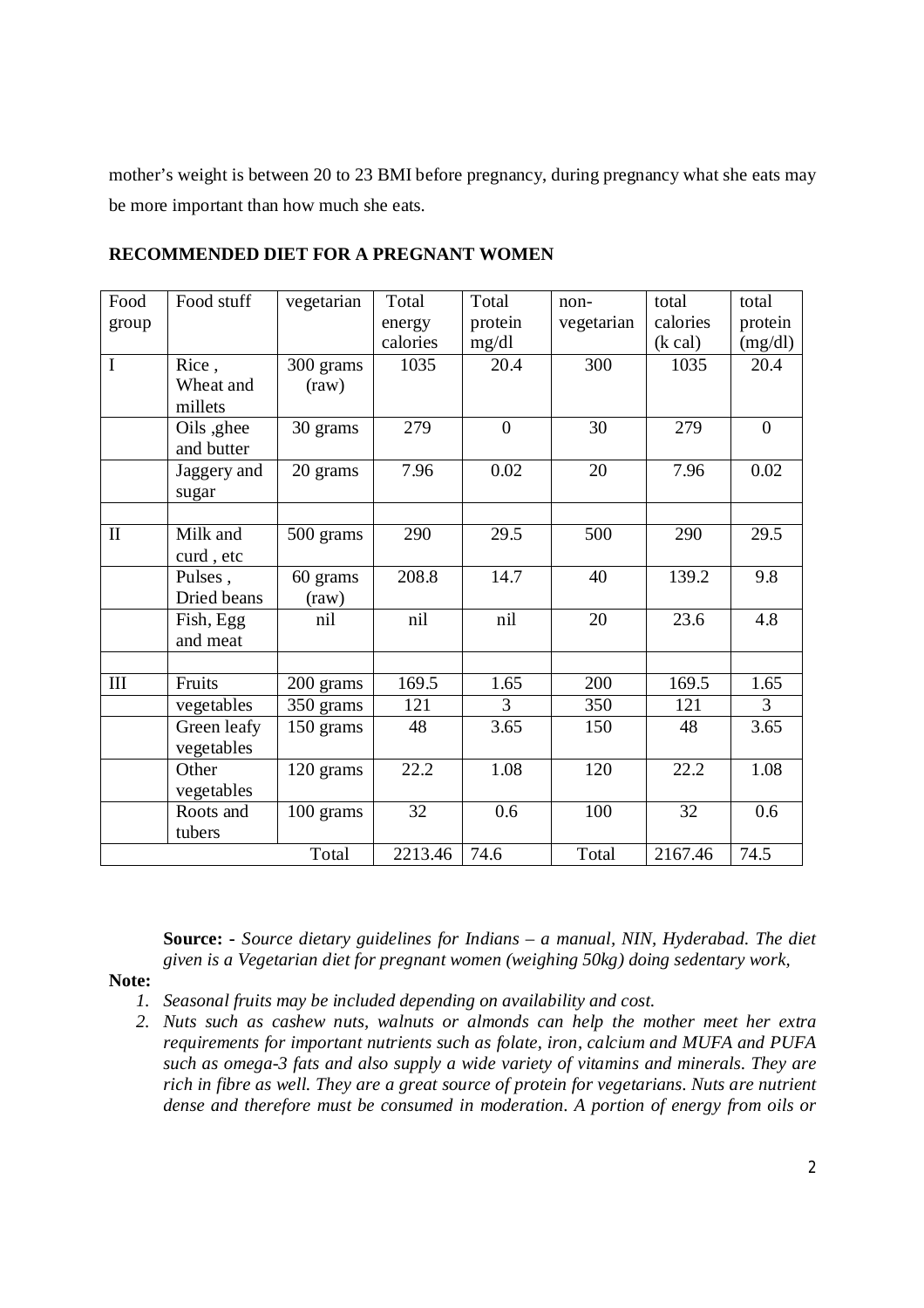mother's weight is between 20 to 23 BMI before pregnancy, during pregnancy what she eats may be more important than how much she eats.

**RECOMMENDED DIET FOR A PREGNANT WOMEN**

| Food group | Food stuff | vegetarian | Total energy calories | Total protein mg/dl | non-vegetarian | total calories (k cal) | total protein (mg/dl) |
|---|---|---|---|---|---|---|---|
| I | Rice , Wheat and millets | 300 grams (raw) | 1035 | 20.4 | 300 | 1035 | 20.4 |
| | Oils ,ghee and butter | 30 grams | 279 | 0 | 30 | 279 | 0 |
| | Jaggery and sugar | 20 grams | 7.96 | 0.02 | 20 | 7.96 | 0.02 |
| | | | | | | | |
| II | Milk and curd , etc | 500 grams | 290 | 29.5 | 500 | 290 | 29.5 |
| | Pulses , Dried beans | 60 grams (raw) | 208.8 | 14.7 | 40 | 139.2 | 9.8 |
| | Fish, Egg and meat | nil | nil | nil | 20 | 23.6 | 4.8 |
| | | | | | | | |
| III | Fruits | 200 grams | 169.5 | 1.65 | 200 | 169.5 | 1.65 |
| | vegetables | 350 grams | 121 | 3 | 350 | 121 | 3 |
| | Green leafy vegetables | 150 grams | 48 | 3.65 | 150 | 48 | 3.65 |
| | Other vegetables | 120 grams | 22.2 | 1.08 | 120 | 22.2 | 1.08 |
| | Roots and tubers | 100 grams | 32 | 0.6 | 100 | 32 | 0.6 |
| | | Total | 2213.46 | 74.6 | Total | 2167.46 | 74.5 |

**Source: -** *Source dietary guidelines for Indians – a manual, NIN, Hyderabad. The diet given is a Vegetarian diet for pregnant women (weighing 50kg) doing sedentary work,*

**Note:**

1. *Seasonal fruits may be included depending on availability and cost.*
2. *Nuts such as cashew nuts, walnuts or almonds can help the mother meet her extra requirements for important nutrients such as folate, iron, calcium and MUFA and PUFA such as omega-3 fats and also supply a wide variety of vitamins and minerals. They are rich in fibre as well. They are a great source of protein for vegetarians. Nuts are nutrient dense and therefore must be consumed in moderation. A portion of energy from oils or*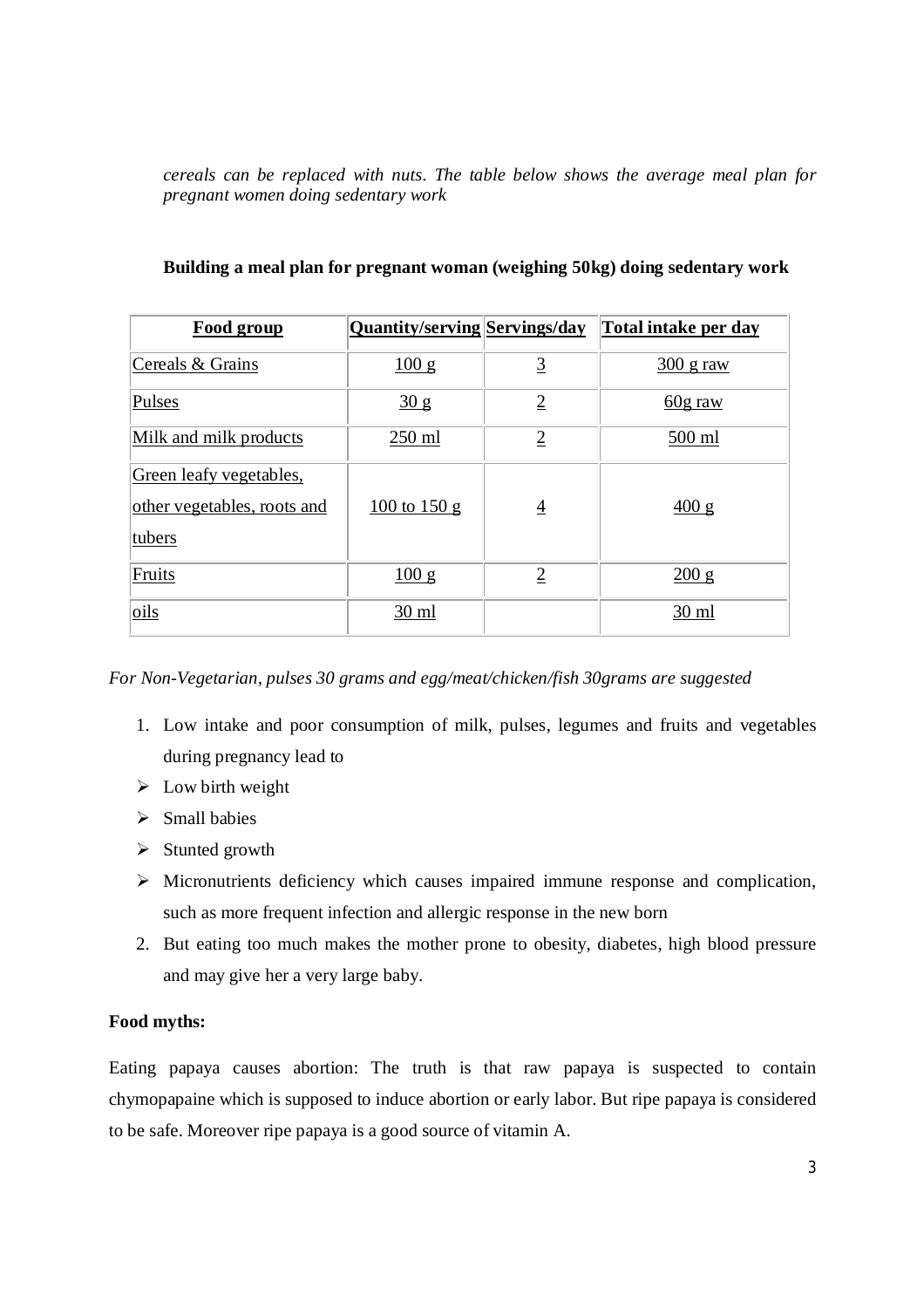*cereals can be replaced with nuts. The table below shows the average meal plan for pregnant women doing sedentary work*

**Building a meal plan for pregnant woman (weighing 50kg) doing sedentary work**

| Food group | Quantity/serving | Servings/day | Total intake per day |
|---|---|---|---|
| Cereals & Grains | 100 g | 3 | 300 g raw |
| Pulses | 30 g | 2 | 60g raw |
| Milk and milk products | 250 ml | 2 | 500 ml |
| Green leafy vegetables, other vegetables, roots and tubers | 100 to 150 g | 4 | 400 g |
| Fruits | 100 g | 2 | 200 g |
| oils | 30 ml | | 30 ml |

*For Non-Vegetarian, pulses 30 grams and egg/meat/chicken/fish 30grams are suggested*

1. Low intake and poor consumption of milk, pulses, legumes and fruits and vegetables during pregnancy lead to

- Low birth weight
- Small babies
- Stunted growth
- Micronutrients deficiency which causes impaired immune response and complication, such as more frequent infection and allergic response in the new born

2. But eating too much makes the mother prone to obesity, diabetes, high blood pressure and may give her a very large baby.

**Food myths:**

Eating papaya causes abortion: The truth is that raw papaya is suspected to contain chymopapaine which is supposed to induce abortion or early labor. But ripe papaya is considered to be safe. Moreover ripe papaya is a good source of vitamin A.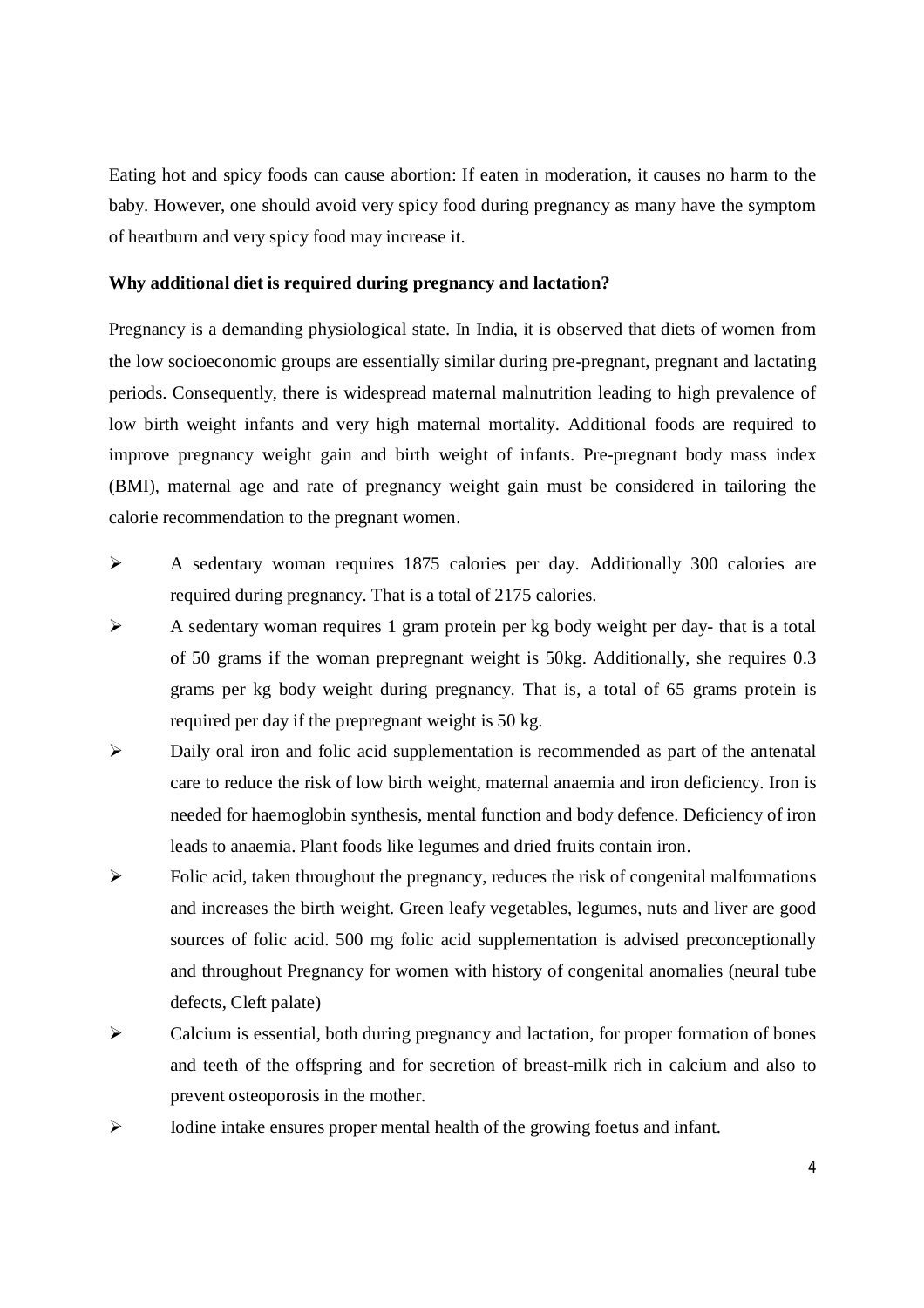Eating hot and spicy foods can cause abortion: If eaten in moderation, it causes no harm to the baby. However, one should avoid very spicy food during pregnancy as many have the symptom of heartburn and very spicy food may increase it.

**Why additional diet is required during pregnancy and lactation?**

Pregnancy is a demanding physiological state. In India, it is observed that diets of women from the low socioeconomic groups are essentially similar during pre-pregnant, pregnant and lactating periods. Consequently, there is widespread maternal malnutrition leading to high prevalence of low birth weight infants and very high maternal mortality. Additional foods are required to improve pregnancy weight gain and birth weight of infants. Pre-pregnant body mass index (BMI), maternal age and rate of pregnancy weight gain must be considered in tailoring the calorie recommendation to the pregnant women.

- A sedentary woman requires 1875 calories per day. Additionally 300 calories are required during pregnancy. That is a total of 2175 calories.
- A sedentary woman requires 1 gram protein per kg body weight per day- that is a total of 50 grams if the woman prepregnant weight is 50kg. Additionally, she requires 0.3 grams per kg body weight during pregnancy. That is, a total of 65 grams protein is required per day if the prepregnant weight is 50 kg.
- Daily oral iron and folic acid supplementation is recommended as part of the antenatal care to reduce the risk of low birth weight, maternal anaemia and iron deficiency. Iron is needed for haemoglobin synthesis, mental function and body defence. Deficiency of iron leads to anaemia. Plant foods like legumes and dried fruits contain iron.
- Folic acid, taken throughout the pregnancy, reduces the risk of congenital malformations and increases the birth weight. Green leafy vegetables, legumes, nuts and liver are good sources of folic acid. 500 mg folic acid supplementation is advised preconceptionally and throughout Pregnancy for women with history of congenital anomalies (neural tube defects, Cleft palate)
- Calcium is essential, both during pregnancy and lactation, for proper formation of bones and teeth of the offspring and for secretion of breast-milk rich in calcium and also to prevent osteoporosis in the mother.
- Iodine intake ensures proper mental health of the growing foetus and infant.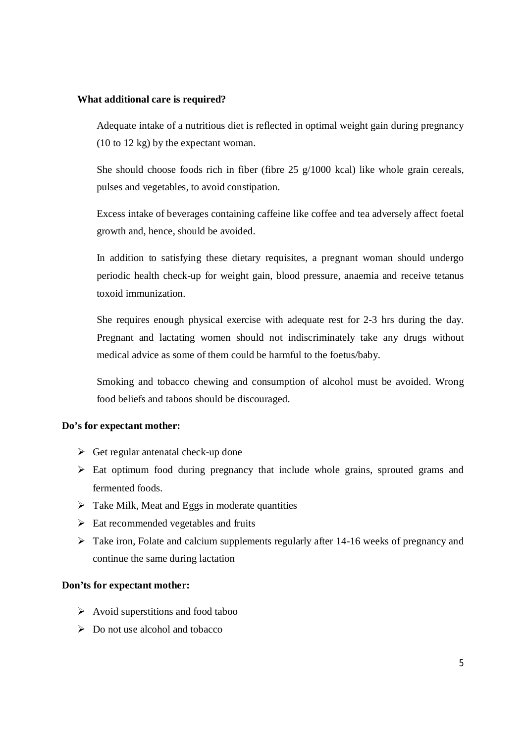**What additional care is required?**

Adequate intake of a nutritious diet is reflected in optimal weight gain during pregnancy (10 to 12 kg) by the expectant woman.

She should choose foods rich in fiber (fibre 25 g/1000 kcal) like whole grain cereals, pulses and vegetables, to avoid constipation.

Excess intake of beverages containing caffeine like coffee and tea adversely affect foetal growth and, hence, should be avoided.

In addition to satisfying these dietary requisites, a pregnant woman should undergo periodic health check-up for weight gain, blood pressure, anaemia and receive tetanus toxoid immunization.

She requires enough physical exercise with adequate rest for 2-3 hrs during the day. Pregnant and lactating women should not indiscriminately take any drugs without medical advice as some of them could be harmful to the foetus/baby.

Smoking and tobacco chewing and consumption of alcohol must be avoided. Wrong food beliefs and taboos should be discouraged.

**Do's for expectant mother:**

- Get regular antenatal check-up done
- Eat optimum food during pregnancy that include whole grains, sprouted grams and fermented foods.
- Take Milk, Meat and Eggs in moderate quantities
- Eat recommended vegetables and fruits
- Take iron, Folate and calcium supplements regularly after 14-16 weeks of pregnancy and continue the same during lactation

**Don'ts for expectant mother:**

- Avoid superstitions and food taboo
- Do not use alcohol and tobacco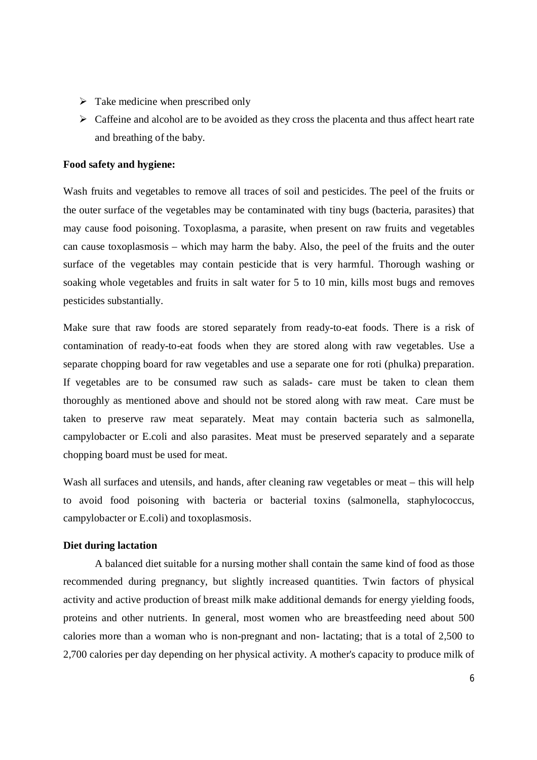- Take medicine when prescribed only
- Caffeine and alcohol are to be avoided as they cross the placenta and thus affect heart rate and breathing of the baby.

**Food safety and hygiene:**

Wash fruits and vegetables to remove all traces of soil and pesticides. The peel of the fruits or the outer surface of the vegetables may be contaminated with tiny bugs (bacteria, parasites) that may cause food poisoning. Toxoplasma, a parasite, when present on raw fruits and vegetables can cause toxoplasmosis – which may harm the baby. Also, the peel of the fruits and the outer surface of the vegetables may contain pesticide that is very harmful. Thorough washing or soaking whole vegetables and fruits in salt water for 5 to 10 min, kills most bugs and removes pesticides substantially.

Make sure that raw foods are stored separately from ready-to-eat foods. There is a risk of contamination of ready-to-eat foods when they are stored along with raw vegetables. Use a separate chopping board for raw vegetables and use a separate one for roti (phulka) preparation. If vegetables are to be consumed raw such as salads- care must be taken to clean them thoroughly as mentioned above and should not be stored along with raw meat. Care must be taken to preserve raw meat separately. Meat may contain bacteria such as salmonella, campylobacter or E.coli and also parasites. Meat must be preserved separately and a separate chopping board must be used for meat.

Wash all surfaces and utensils, and hands, after cleaning raw vegetables or meat – this will help to avoid food poisoning with bacteria or bacterial toxins (salmonella, staphylococcus, campylobacter or E.coli) and toxoplasmosis.

**Diet during lactation**

A balanced diet suitable for a nursing mother shall contain the same kind of food as those recommended during pregnancy, but slightly increased quantities. Twin factors of physical activity and active production of breast milk make additional demands for energy yielding foods, proteins and other nutrients. In general, most women who are breastfeeding need about 500 calories more than a woman who is non-pregnant and non- lactating; that is a total of 2,500 to 2,700 calories per day depending on her physical activity. A mother's capacity to produce milk of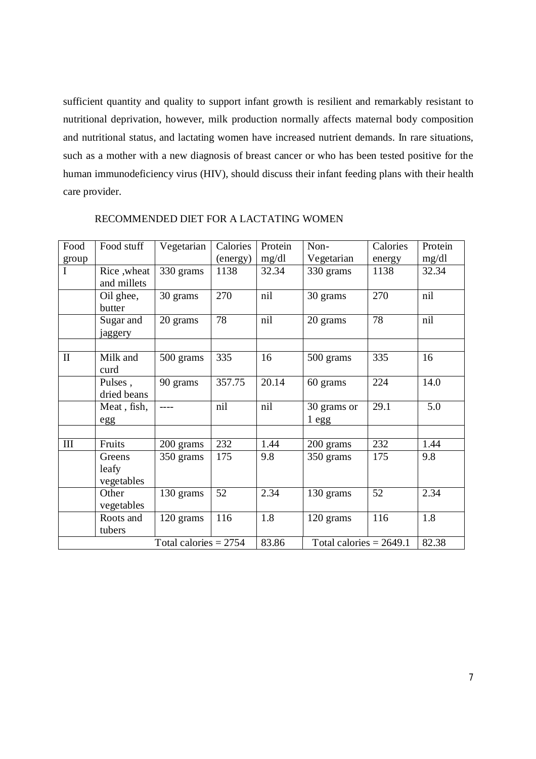sufficient quantity and quality to support infant growth is resilient and remarkably resistant to nutritional deprivation, however, milk production normally affects maternal body composition and nutritional status, and lactating women have increased nutrient demands. In rare situations, such as a mother with a new diagnosis of breast cancer or who has been tested positive for the human immunodeficiency virus (HIV), should discuss their infant feeding plans with their health care provider.

RECOMMENDED DIET FOR A LACTATING WOMEN

| Food group | Food stuff | Vegetarian | Calories (energy) | Protein mg/dl | Non-Vegetarian | Calories energy | Protein mg/dl |
|---|---|---|---|---|---|---|---|
| I | Rice ,wheat and millets | 330 grams | 1138 | 32.34 | 330 grams | 1138 | 32.34 |
| | Oil ghee, butter | 30 grams | 270 | nil | 30 grams | 270 | nil |
| | Sugar and jaggery | 20 grams | 78 | nil | 20 grams | 78 | nil |
| | | | | | | | |
| II | Milk and curd | 500 grams | 335 | 16 | 500 grams | 335 | 16 |
| | Pulses , dried beans | 90 grams | 357.75 | 20.14 | 60 grams | 224 | 14.0 |
| | Meat , fish, egg | ---- | nil | nil | 30 grams or 1 egg | 29.1 | 5.0 |
| | | | | | | | |
| III | Fruits | 200 grams | 232 | 1.44 | 200 grams | 232 | 1.44 |
| | Greens leafy vegetables | 350 grams | 175 | 9.8 | 350 grams | 175 | 9.8 |
| | Other vegetables | 130 grams | 52 | 2.34 | 130 grams | 52 | 2.34 |
| | Roots and tubers | 120 grams | 116 | 1.8 | 120 grams | 116 | 1.8 |
| Total calories = 2754 | | | | 83.86 | Total calories = 2649.1 | | 82.38 |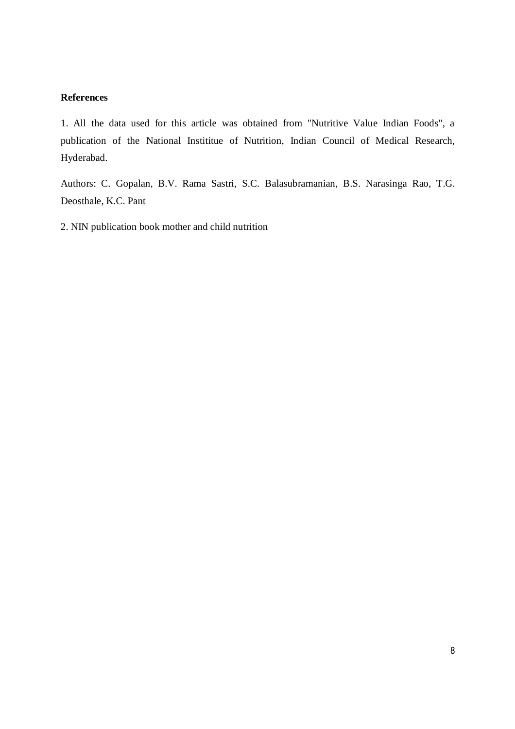**References**

1. All the data used for this article was obtained from "Nutritive Value Indian Foods", a publication of the National Instititue of Nutrition, Indian Council of Medical Research, Hyderabad.

Authors: C. Gopalan, B.V. Rama Sastri, S.C. Balasubramanian, B.S. Narasinga Rao, T.G. Deosthale, K.C. Pant

2. NIN publication book mother and child nutrition